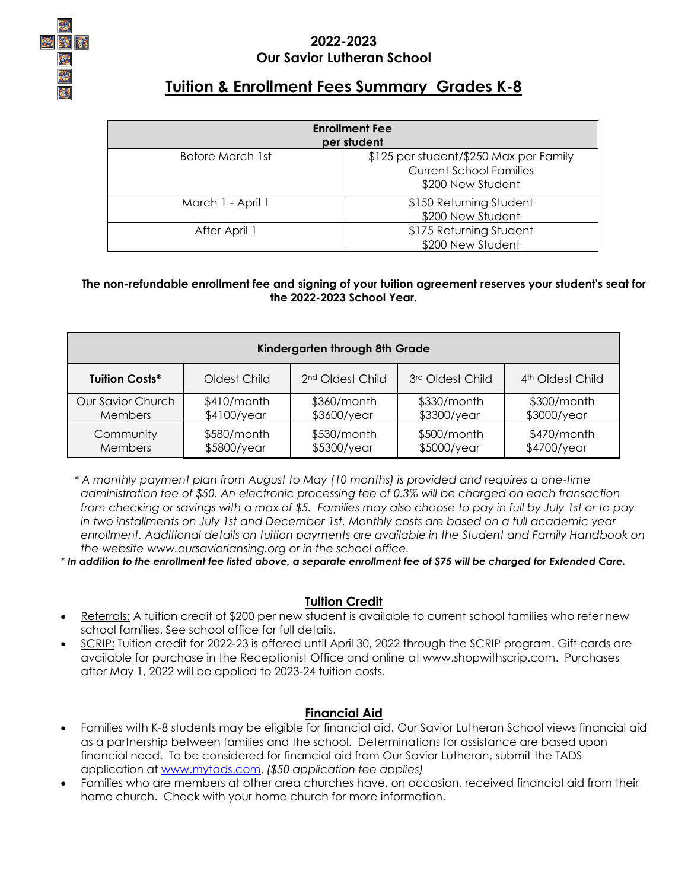# 2022-2023
# Our Savior Lutheran School

## Tuition & Enrollment Fees Summary Grades K-8

| Enrollment Fee per student | |
|---|---|
| Before March 1st | $125 per student/$250 Max per Family Current School Families<br>$200 New Student |
| March 1 - April 1 | $150 Returning Student<br>$200 New Student |
| After April 1 | $175 Returning Student<br>$200 New Student |

**The non-refundable enrollment fee and signing of your tuition agreement reserves your student's seat for the 2022-2023 School Year.**

| Kindergarten through 8th Grade | | | | |
|---|---|---|---|---|
| **Tuition Costs*** | Oldest Child | 2nd Oldest Child | 3rd Oldest Child | 4th Oldest Child |
| Our Savior Church Members | $410/month<br>$4100/year | $360/month<br>$3600/year | $330/month<br>$3300/year | $300/month<br>$3000/year |
| Community Members | $580/month<br>$5800/year | $530/month<br>$5300/year | $500/month<br>$5000/year | $470/month<br>$4700/year |

*\* A monthly payment plan from August to May (10 months) is provided and requires a one-time administration fee of $50. An electronic processing fee of 0.3% will be charged on each transaction from checking or savings with a max of $5. Families may also choose to pay in full by July 1st or to pay in two installments on July 1st and December 1st. Monthly costs are based on a full academic year enrollment. Additional details on tuition payments are available in the Student and Family Handbook on the website www.oursaviorlansing.org or in the school office.*

\* ***In addition to the enrollment fee listed above, a separate enrollment fee of $75 will be charged for Extended Care.***

### Tuition Credit

- Referrals: A tuition credit of $200 per new student is available to current school families who refer new school families. See school office for full details.
- SCRIP: Tuition credit for 2022-23 is offered until April 30, 2022 through the SCRIP program. Gift cards are available for purchase in the Receptionist Office and online at www.shopwithscrip.com. Purchases after May 1, 2022 will be applied to 2023-24 tuition costs.

### Financial Aid

- Families with K-8 students may be eligible for financial aid. Our Savior Lutheran School views financial aid as a partnership between families and the school. Determinations for assistance are based upon financial need. To be considered for financial aid from Our Savior Lutheran, submit the TADS application at www.mytads.com. *($50 application fee applies)*
- Families who are members at other area churches have, on occasion, received financial aid from their home church. Check with your home church for more information.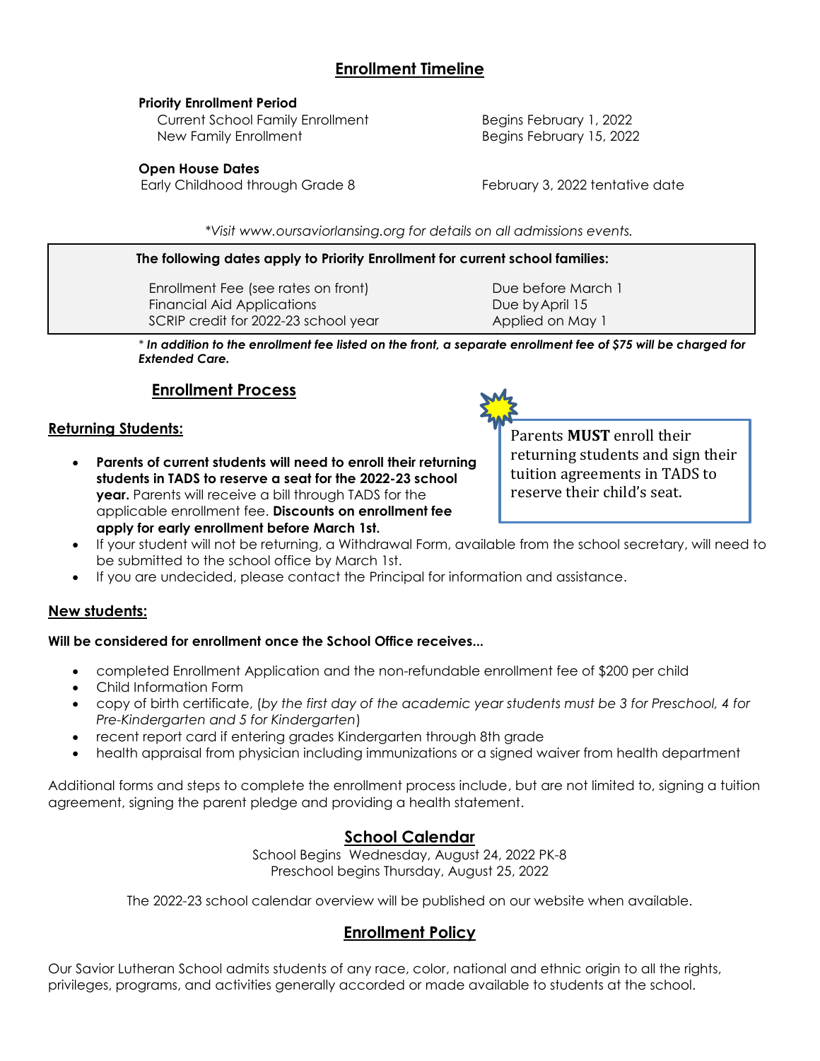## Enrollment Timeline

**Priority Enrollment Period**

| | |
|---|---|
| Current School Family Enrollment | Begins February 1, 2022 |
| New Family Enrollment | Begins February 15, 2022 |

**Open House Dates**

| | |
|---|---|
| Early Childhood through Grade 8 | February 3, 2022 tentative date |

*\*Visit www.oursaviorlansing.org for details on all admissions events.*

**The following dates apply to Priority Enrollment for current school families:**

| | |
|---|---|
| Enrollment Fee (see rates on front) | Due before March 1 |
| Financial Aid Applications | Due by April 15 |
| SCRIP credit for 2022-23 school year | Applied on May 1 |

\* ***In addition to the enrollment fee listed on the front, a separate enrollment fee of $75 will be charged for Extended Care.***

## Enrollment Process

### Returning Students:

Parents **MUST** enroll their returning students and sign their tuition agreements in TADS to reserve their child's seat.

- **Parents of current students will need to enroll their returning students in TADS to reserve a seat for the 2022-23 school year.** Parents will receive a bill through TADS for the applicable enrollment fee. **Discounts on enrollment fee apply for early enrollment before March 1st.**
- If your student will not be returning, a Withdrawal Form, available from the school secretary, will need to be submitted to the school office by March 1st.
- If you are undecided, please contact the Principal for information and assistance.

### New students:

**Will be considered for enrollment once the School Office receives...**

- completed Enrollment Application and the non-refundable enrollment fee of $200 per child
- Child Information Form
- copy of birth certificate, (*by the first day of the academic year students must be 3 for Preschool, 4 for Pre-Kindergarten and 5 for Kindergarten*)
- recent report card if entering grades Kindergarten through 8th grade
- health appraisal from physician including immunizations or a signed waiver from health department

Additional forms and steps to complete the enrollment process include, but are not limited to, signing a tuition agreement, signing the parent pledge and providing a health statement.

## School Calendar

School Begins Wednesday, August 24, 2022 PK-8
Preschool begins Thursday, August 25, 2022

The 2022-23 school calendar overview will be published on our website when available.

## Enrollment Policy

Our Savior Lutheran School admits students of any race, color, national and ethnic origin to all the rights, privileges, programs, and activities generally accorded or made available to students at the school.